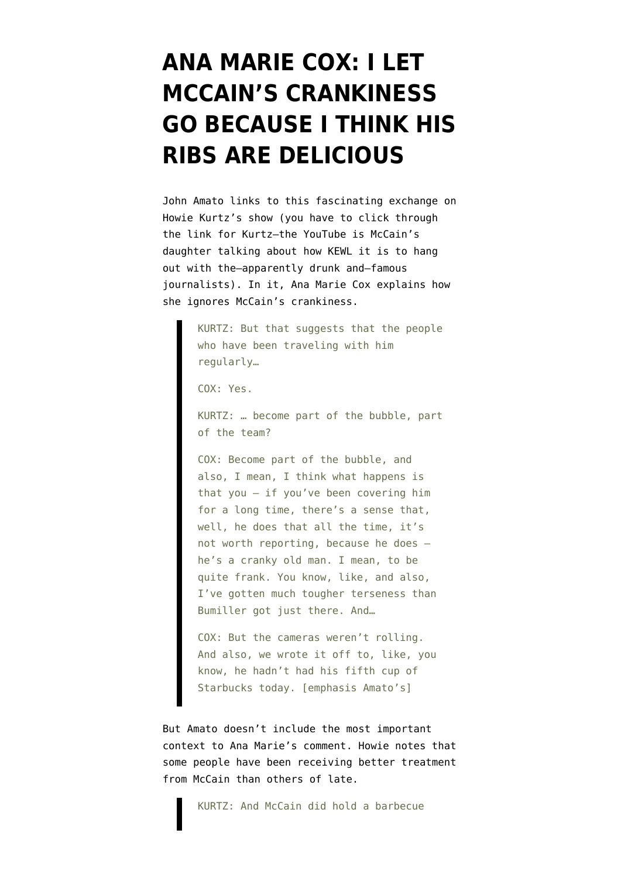# ANA MARIE COX: I LET MCCAIN'S CRANKINESS GO BECAUSE I THINK HIS RIBS ARE DELICIOUS

John Amato links to this fascinating exchange on Howie Kurtz's show (you have to click through the link for Kurtz–the YouTube is McCain's daughter talking about how KEWL it is to hang out with the–apparently drunk and–famous journalists). In it, Ana Marie Cox explains how she ignores McCain's crankiness.

> KURTZ: But that suggests that the people who have been traveling with him regularly…
>
> COX: Yes.
>
> KURTZ: … become part of the bubble, part of the team?
>
> COX: Become part of the bubble, and also, I mean, I think what happens is that you — if you've been covering him for a long time, there's a sense that, well, he does that all the time, it's not worth reporting, because he does — he's a cranky old man. I mean, to be quite frank. You know, like, and also, I've gotten much tougher terseness than Bumiller got just there. And…
>
> COX: But the cameras weren't rolling. And also, we wrote it off to, like, you know, he hadn't had his fifth cup of Starbucks today. [emphasis Amato's]

But Amato doesn't include the most important context to Ana Marie's comment. Howie notes that some people have been receiving better treatment from McCain than others of late.

> KURTZ: And McCain did hold a barbecue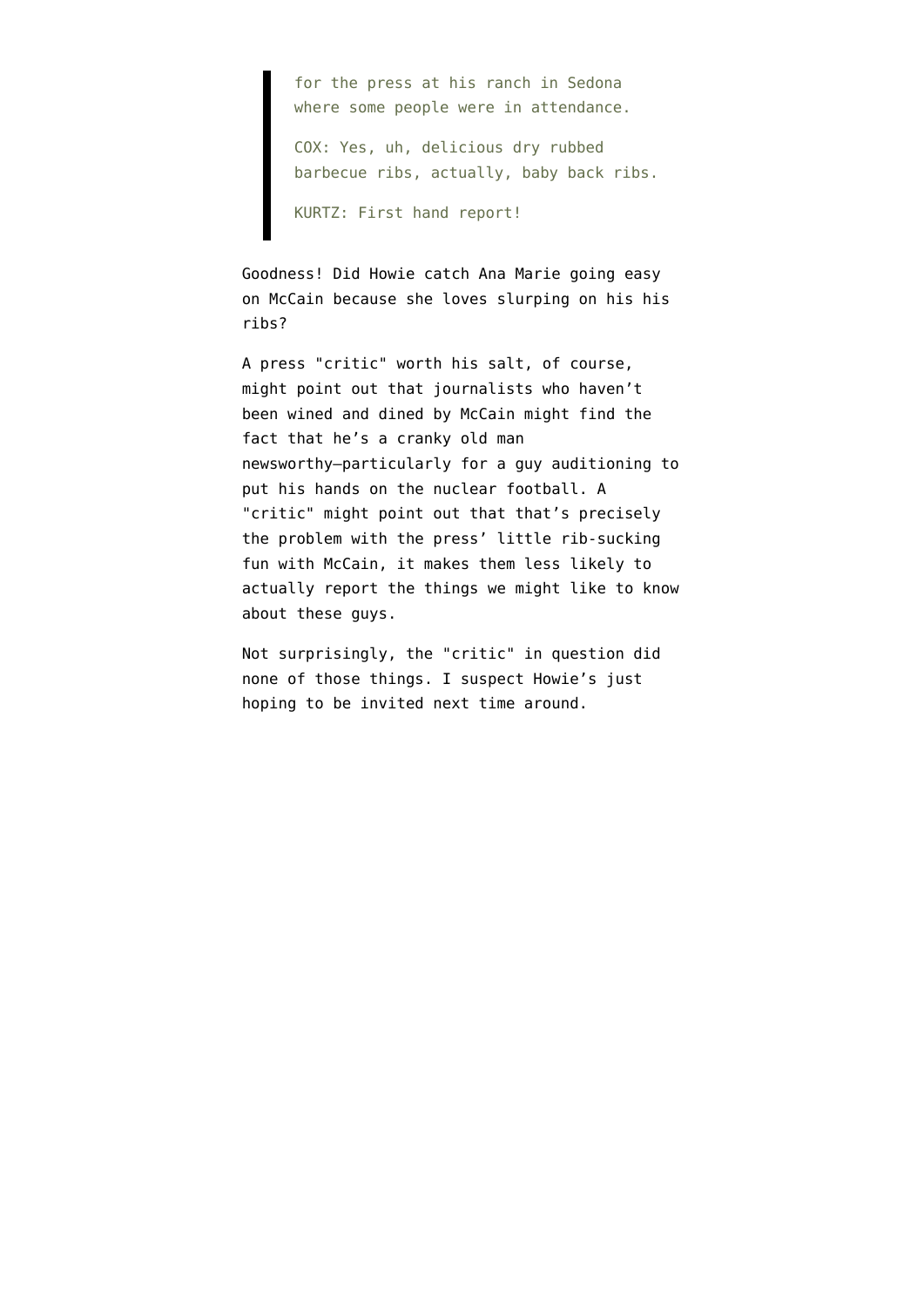> for the press at his ranch in Sedona where some people were in attendance.
>
> COX: Yes, uh, delicious dry rubbed barbecue ribs, actually, baby back ribs.
>
> KURTZ: First hand report!

Goodness! Did Howie catch Ana Marie going easy on McCain because she loves slurping on his his ribs?

A press "critic" worth his salt, of course, might point out that journalists who haven't been wined and dined by McCain might find the fact that he's a cranky old man newsworthy—particularly for a guy auditioning to put his hands on the nuclear football. A "critic" might point out that that's precisely the problem with the press' little rib-sucking fun with McCain, it makes them less likely to actually report the things we might like to know about these guys.

Not surprisingly, the "critic" in question did none of those things. I suspect Howie's just hoping to be invited next time around.